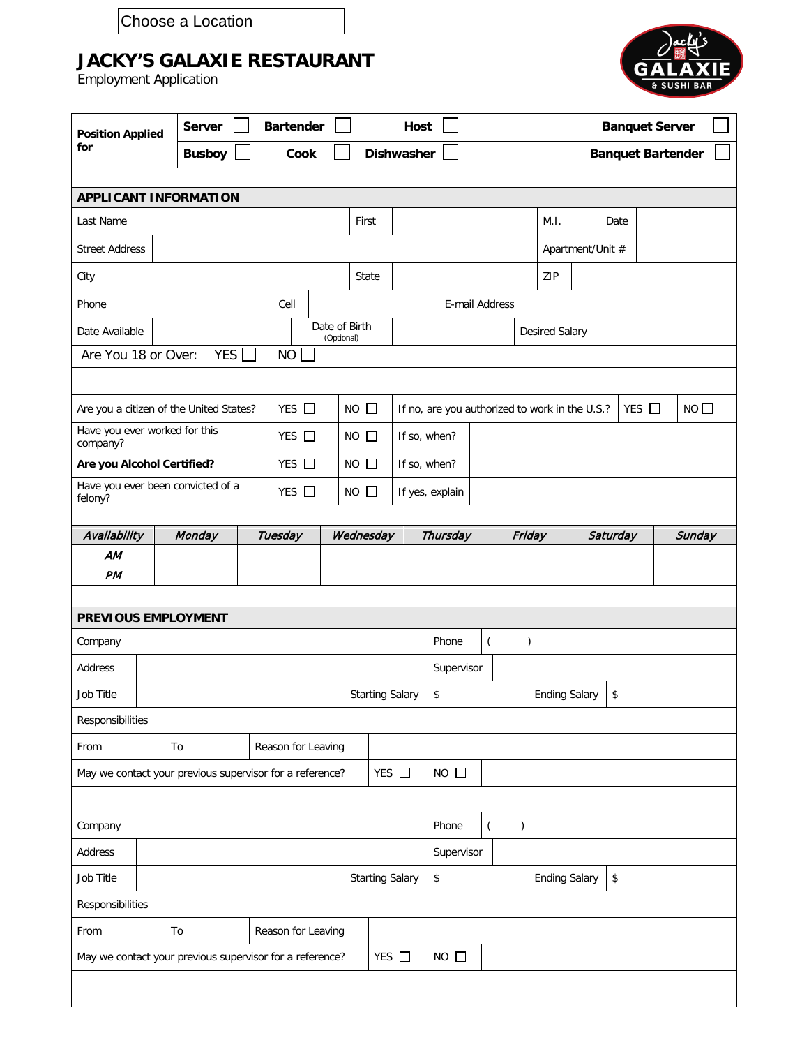Choose a Location

# JACKY'S GALAXIE RESTAURANT

Employment Application

| | | | | | | |
|---|---|---|---|---|---|---|
| **Position Applied for** | **Server** ☐ | **Bartender** ☐ | **Host** ☐ | | **Banquet Server** ☐ | |
| | **Busboy** ☐ | **Cook** ☐ | **Dishwasher** ☐ | | **Banquet Bartender** ☐ | |

## APPLICANT INFORMATION

| | | | | | | | |
|---|---|---|---|---|---|---|---|
| Last Name | | First | | M.I. | | Date | |
| Street Address | | | | Apartment/Unit # | | | |
| City | | State | | ZIP | | | |
| Phone | | Cell | | E-mail Address | | | |
| Date Available | | Date of Birth (Optional) | | Desired Salary | | | |

Are You 18 or Over: YES ☐ NO ☐

| | | | | | | |
|---|---|---|---|---|---|---|
| Are you a citizen of the United States? | YES ☐ | NO ☐ | If no, are you authorized to work in the U.S.? | YES ☐ | NO ☐ |
| Have you ever worked for this company? | YES ☐ | NO ☐ | If so, when? | | |
| **Are you Alcohol Certified?** | YES ☐ | NO ☐ | If so, when? | | |
| Have you ever been convicted of a felony? | YES ☐ | NO ☐ | If yes, explain | | |

| *Availability* | *Monday* | *Tuesday* | *Wednesday* | *Thursday* | *Friday* | *Saturday* | *Sunday* |
|---|---|---|---|---|---|---|---|
| ***AM*** | | | | | | | |
| ***PM*** | | | | | | | |

## PREVIOUS EMPLOYMENT

| | | | | | |
|---|---|---|---|---|---|
| Company | | Phone | ( ) | | |
| Address | | Supervisor | | | |
| Job Title | | Starting Salary | $ | Ending Salary | $ |
| Responsibilities | | | | | |
| From | To | Reason for Leaving | | | |
| May we contact your previous supervisor for a reference? | | YES ☐ | NO ☐ | | |

| | | | | | |
|---|---|---|---|---|---|
| Company | | Phone | ( ) | | |
| Address | | Supervisor | | | |
| Job Title | | Starting Salary | $ | Ending Salary | $ |
| Responsibilities | | | | | |
| From | To | Reason for Leaving | | | |
| May we contact your previous supervisor for a reference? | | YES ☐ | NO ☐ | | |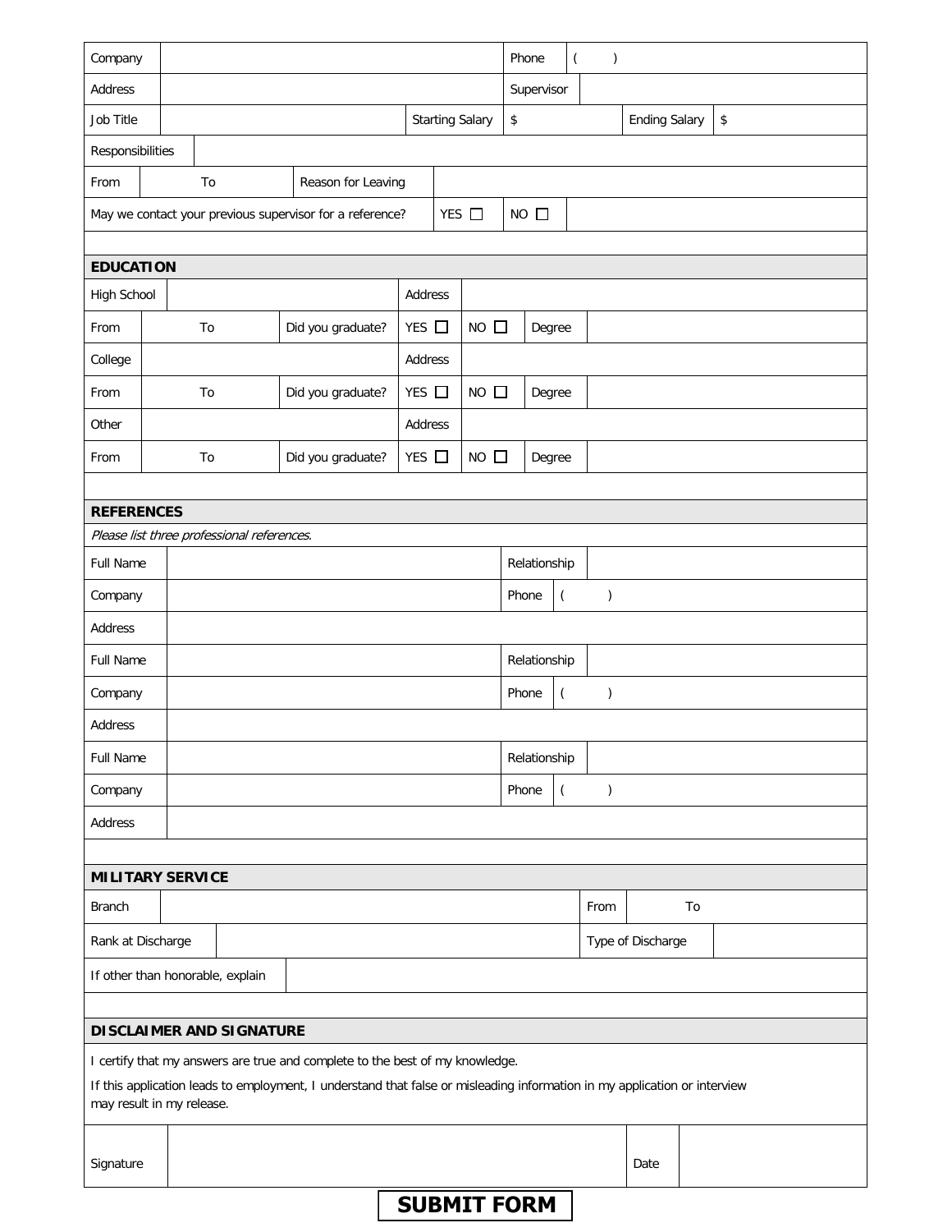| | | | | | | | |
|---|---|---|---|---|---|---|---|
| Company | | | | Phone | ( ) | | |
| Address | | | | Supervisor | | | |
| Job Title | | Starting Salary | $ | | Ending Salary | $ | |
| Responsibilities | | | | | | | |
| From | To | Reason for Leaving | | | | | |
| May we contact your previous supervisor for a reference? | | YES ☐ | NO ☐ | | | | |

## EDUCATION

| | | | | | | | |
|---|---|---|---|---|---|---|---|
| High School | | | Address | | | | |
| From | To | Did you graduate? | YES ☐ | NO ☐ | Degree | | |
| College | | | Address | | | | |
| From | To | Did you graduate? | YES ☐ | NO ☐ | Degree | | |
| Other | | | Address | | | | |
| From | To | Did you graduate? | YES ☐ | NO ☐ | Degree | | |

## REFERENCES

*Please list three professional references.*

| | | | |
|---|---|---|---|
| Full Name | | Relationship | |
| Company | | Phone | ( ) |
| Address | | | |
| Full Name | | Relationship | |
| Company | | Phone | ( ) |
| Address | | | |
| Full Name | | Relationship | |
| Company | | Phone | ( ) |
| Address | | | |

## MILITARY SERVICE

| | | | |
|---|---|---|---|
| Branch | | From | To |
| Rank at Discharge | | Type of Discharge | |
| If other than honorable, explain | | | |

## DISCLAIMER AND SIGNATURE

I certify that my answers are true and complete to the best of my knowledge.

If this application leads to employment, I understand that false or misleading information in my application or interview may result in my release.

| | | | |
|---|---|---|---|
| Signature | | Date | |

**SUBMIT FORM**